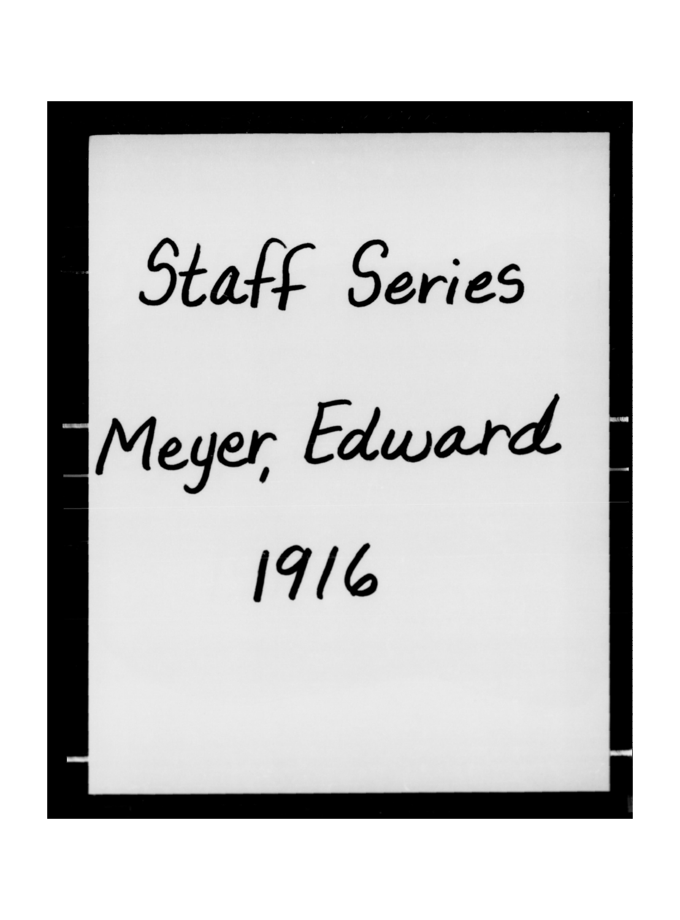Staff Series

Meyer, Edward

1916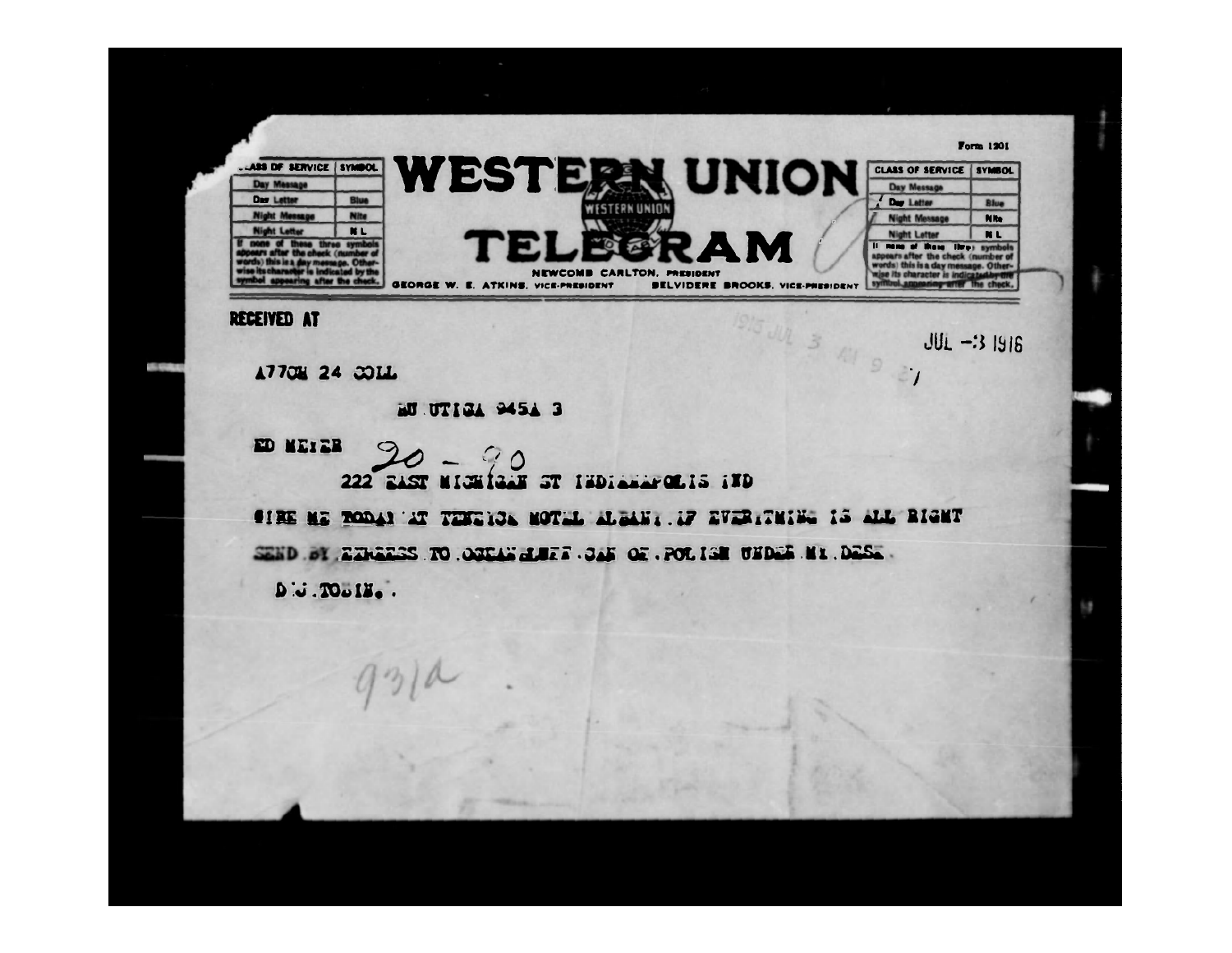Form 1201

| CLASS OF SERVICE | SYMBOL |
| --- | --- |
| Day Message | |
| Day Letter | Blue |
| Night Message | Nite |
| Night Letter | N L |

If none of these three symbols appears after the check (number of words) this is a day message. Otherwise its character is indicated by the symbol appearing after the check.

# WESTERN UNION TELEGRAM

NEWCOMB CARLTON, PRESIDENT

GEORGE W. E. ATKINS, VICE-PRESIDENT BELVIDERE BROOKS, VICE-PRESIDENT

| CLASS OF SERVICE | SYMBOL |
| --- | --- |
| Day Message | |
| Day Letter | Blue |
| Night Message | Nite |
| Night Letter | N L |

If none of these three symbols appears after the check (number of words) this is a day message. Otherwise its character is indicated by the symbol appearing after the check.

RECEIVED AT

1916 JUL 3 AM 9 27

JUL -3 1916

A77CH 24 COLL

BU UTICA 945A 3

ED MEYER 20 - 90

222 EAST MICHIGAN ST INDIANAPOLIS IND

WIRE ME TODAY AT TENEICK HOTEL ALBANY. IF EVERYTHING IS ALL RIGHT

SEND BY EXPRESS TO OCEAN BLUFF CAN OF POLISH UNDER MY DESK.

D.J. TOBIN.

931a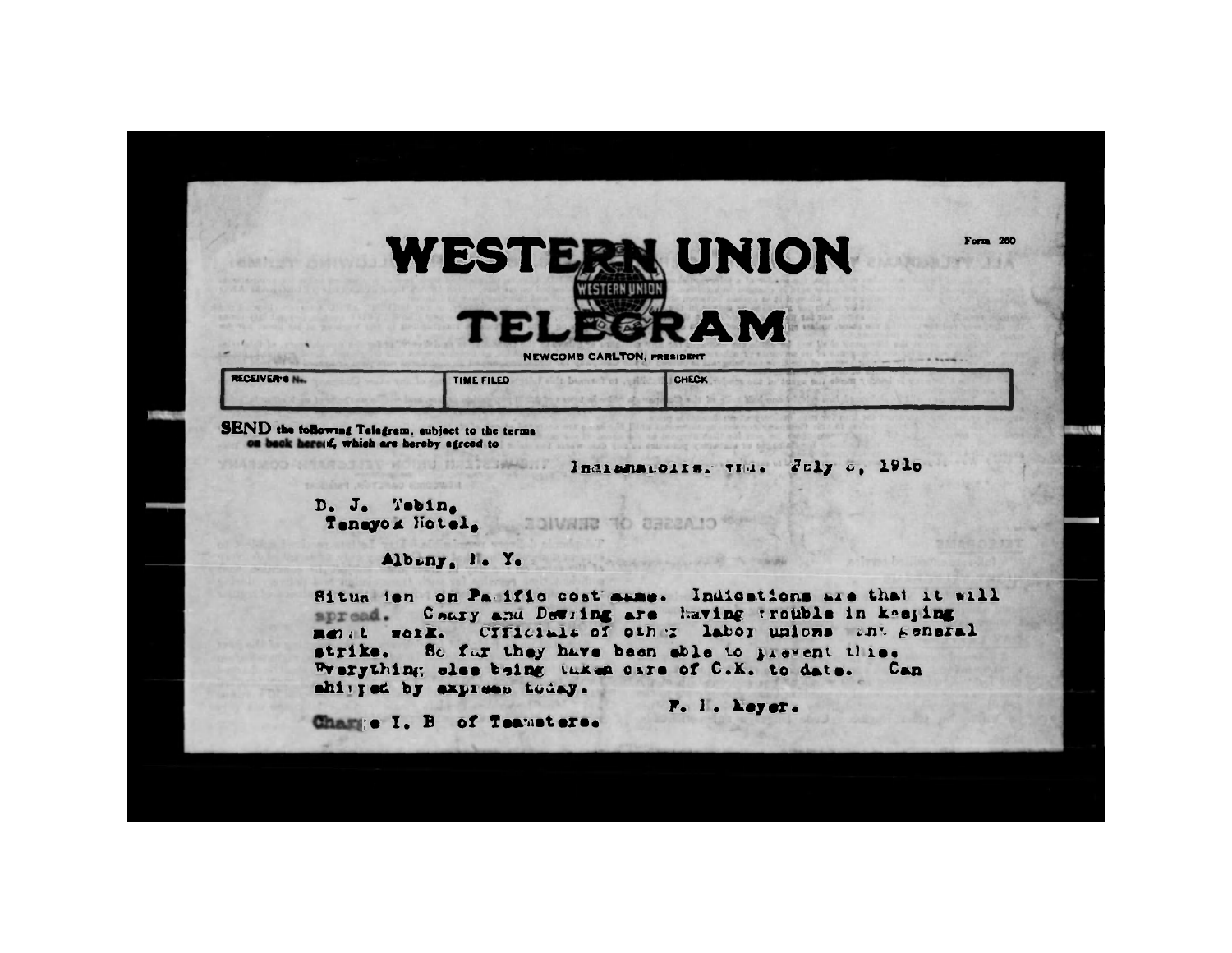# WESTERN UNION TELEGRAM

NEWCOMB CARLTON, PRESIDENT

Form 260

| RECEIVER'S No. | TIME FILED | CHECK |
|---|---|---|
| | | |

**SEND** the following Telegram, subject to the terms on back hereof, which are hereby agreed to

Indianapolis, Ind. July 8, 1916

D. J. Tobin,
Tenayok Hotel,

Albany, N. Y.

Situation on Pacific coast same. Indications are that it will spread. Casey and Dearing are having trouble in keeping men at work. Officials of other labor unions want general strike. So far they have been able to prevent this. Everything else being taken care of O.K. to date. Can shipped by express today.

F. H. Meyer.

Charge I. B of Teamsters.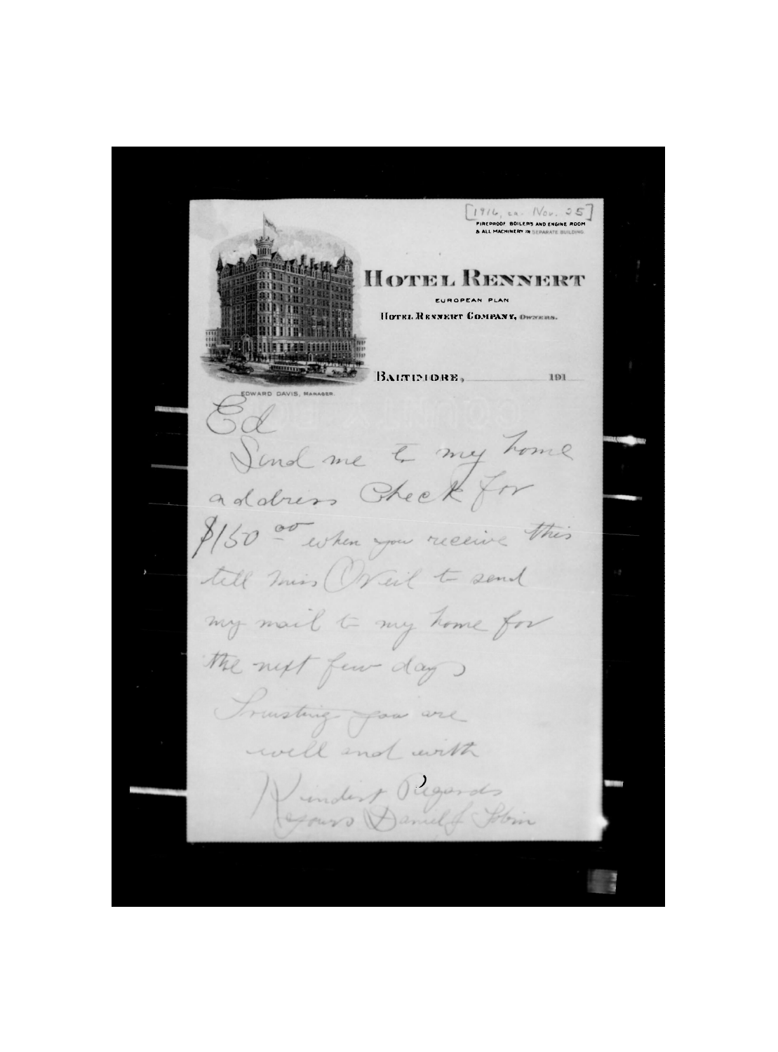[1916, ca. Nov. 25]

FIREPROOF BOILERS AND ENGINE ROOM & ALL MACHINERY IN SEPARATE BUILDING.

# HOTEL RENNERT

EUROPEAN PLAN

HOTEL RENNERT COMPANY, OWNERS.

EDWARD DAVIS, MANAGER.

BALTIMORE, ______________ 191

Ed

Send me to my home address Check for $150.00 when you receive this tell Miss O'Neil to send my mail to my home for the next few days

Trusting you are well and with Kindest Regards

Yours Daniel J. Tobin